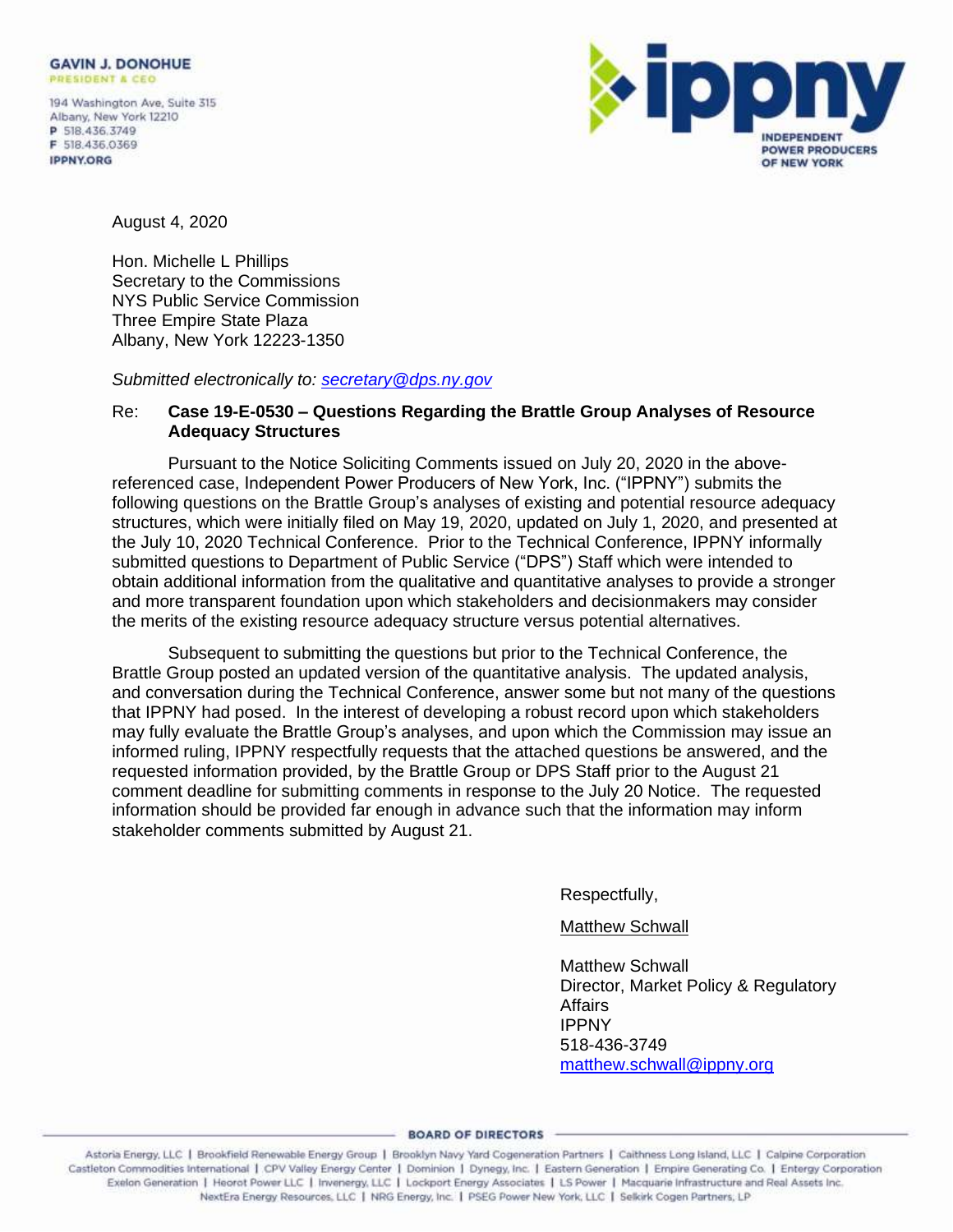**GAVIN J. DONOHUE**
PRESIDENT & CEO

194 Washington Ave, Suite 315
Albany, New York 12210
P 518.436.3749
F 518.436.0369
IPPNY.ORG

ippny
INDEPENDENT POWER PRODUCERS OF NEW YORK

August 4, 2020

Hon. Michelle L Phillips
Secretary to the Commissions
NYS Public Service Commission
Three Empire State Plaza
Albany, New York 12223-1350

*Submitted electronically to: secretary@dps.ny.gov*

Re: **Case 19-E-0530 – Questions Regarding the Brattle Group Analyses of Resource Adequacy Structures**

Pursuant to the Notice Soliciting Comments issued on July 20, 2020 in the above-referenced case, Independent Power Producers of New York, Inc. ("IPPNY") submits the following questions on the Brattle Group's analyses of existing and potential resource adequacy structures, which were initially filed on May 19, 2020, updated on July 1, 2020, and presented at the July 10, 2020 Technical Conference. Prior to the Technical Conference, IPPNY informally submitted questions to Department of Public Service ("DPS") Staff which were intended to obtain additional information from the qualitative and quantitative analyses to provide a stronger and more transparent foundation upon which stakeholders and decisionmakers may consider the merits of the existing resource adequacy structure versus potential alternatives.

Subsequent to submitting the questions but prior to the Technical Conference, the Brattle Group posted an updated version of the quantitative analysis. The updated analysis, and conversation during the Technical Conference, answer some but not many of the questions that IPPNY had posed. In the interest of developing a robust record upon which stakeholders may fully evaluate the Brattle Group's analyses, and upon which the Commission may issue an informed ruling, IPPNY respectfully requests that the attached questions be answered, and the requested information provided, by the Brattle Group or DPS Staff prior to the August 21 comment deadline for submitting comments in response to the July 20 Notice. The requested information should be provided far enough in advance such that the information may inform stakeholder comments submitted by August 21.

Respectfully,

Matthew Schwall

Matthew Schwall
Director, Market Policy & Regulatory Affairs
IPPNY
518-436-3749
matthew.schwall@ippny.org

**BOARD OF DIRECTORS**

Astoria Energy, LLC | Brookfield Renewable Energy Group | Brooklyn Navy Yard Cogeneration Partners | Caithness Long Island, LLC | Calpine Corporation
Castleton Commodities International | CPV Valley Energy Center | Dominion | Dynegy, Inc. | Eastern Generation | Empire Generating Co. | Entergy Corporation
Exelon Generation | Heorot Power LLC | Invenergy, LLC | Lockport Energy Associates | LS Power | Macquarie Infrastructure and Real Assets Inc.
NextEra Energy Resources, LLC | NRG Energy, Inc. | PSEG Power New York, LLC | Selkirk Cogen Partners, LP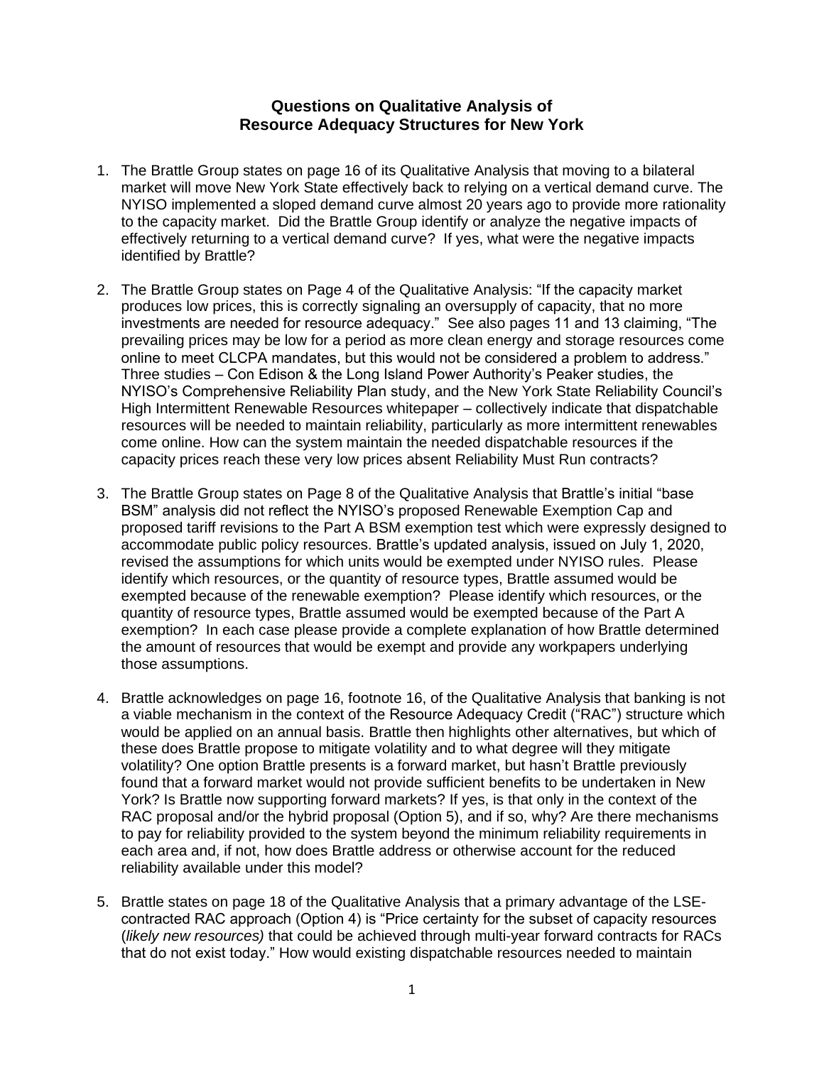## Questions on Qualitative Analysis of Resource Adequacy Structures for New York

1. The Brattle Group states on page 16 of its Qualitative Analysis that moving to a bilateral market will move New York State effectively back to relying on a vertical demand curve. The NYISO implemented a sloped demand curve almost 20 years ago to provide more rationality to the capacity market. Did the Brattle Group identify or analyze the negative impacts of effectively returning to a vertical demand curve? If yes, what were the negative impacts identified by Brattle?

2. The Brattle Group states on Page 4 of the Qualitative Analysis: "If the capacity market produces low prices, this is correctly signaling an oversupply of capacity, that no more investments are needed for resource adequacy." See also pages 11 and 13 claiming, "The prevailing prices may be low for a period as more clean energy and storage resources come online to meet CLCPA mandates, but this would not be considered a problem to address." Three studies – Con Edison & the Long Island Power Authority's Peaker studies, the NYISO's Comprehensive Reliability Plan study, and the New York State Reliability Council's High Intermittent Renewable Resources whitepaper – collectively indicate that dispatchable resources will be needed to maintain reliability, particularly as more intermittent renewables come online. How can the system maintain the needed dispatchable resources if the capacity prices reach these very low prices absent Reliability Must Run contracts?

3. The Brattle Group states on Page 8 of the Qualitative Analysis that Brattle's initial "base BSM" analysis did not reflect the NYISO's proposed Renewable Exemption Cap and proposed tariff revisions to the Part A BSM exemption test which were expressly designed to accommodate public policy resources. Brattle's updated analysis, issued on July 1, 2020, revised the assumptions for which units would be exempted under NYISO rules. Please identify which resources, or the quantity of resource types, Brattle assumed would be exempted because of the renewable exemption? Please identify which resources, or the quantity of resource types, Brattle assumed would be exempted because of the Part A exemption? In each case please provide a complete explanation of how Brattle determined the amount of resources that would be exempt and provide any workpapers underlying those assumptions.

4. Brattle acknowledges on page 16, footnote 16, of the Qualitative Analysis that banking is not a viable mechanism in the context of the Resource Adequacy Credit ("RAC") structure which would be applied on an annual basis. Brattle then highlights other alternatives, but which of these does Brattle propose to mitigate volatility and to what degree will they mitigate volatility? One option Brattle presents is a forward market, but hasn't Brattle previously found that a forward market would not provide sufficient benefits to be undertaken in New York? Is Brattle now supporting forward markets? If yes, is that only in the context of the RAC proposal and/or the hybrid proposal (Option 5), and if so, why? Are there mechanisms to pay for reliability provided to the system beyond the minimum reliability requirements in each area and, if not, how does Brattle address or otherwise account for the reduced reliability available under this model?

5. Brattle states on page 18 of the Qualitative Analysis that a primary advantage of the LSE-contracted RAC approach (Option 4) is "Price certainty for the subset of capacity resources (*likely new resources)* that could be achieved through multi-year forward contracts for RACs that do not exist today." How would existing dispatchable resources needed to maintain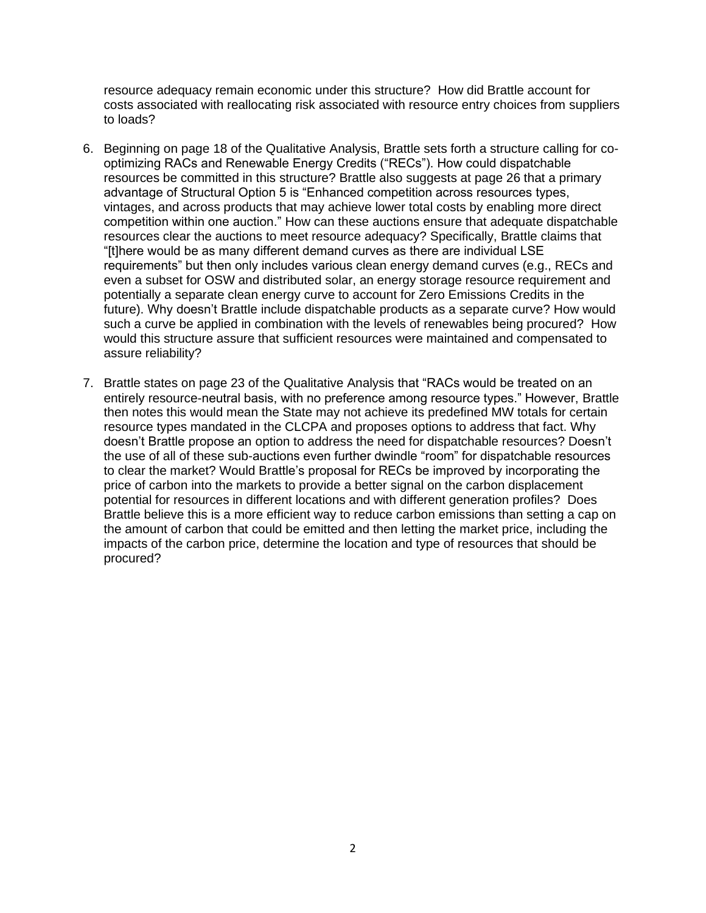resource adequacy remain economic under this structure? How did Brattle account for costs associated with reallocating risk associated with resource entry choices from suppliers to loads?

6. Beginning on page 18 of the Qualitative Analysis, Brattle sets forth a structure calling for co-optimizing RACs and Renewable Energy Credits ("RECs"). How could dispatchable resources be committed in this structure? Brattle also suggests at page 26 that a primary advantage of Structural Option 5 is "Enhanced competition across resources types, vintages, and across products that may achieve lower total costs by enabling more direct competition within one auction." How can these auctions ensure that adequate dispatchable resources clear the auctions to meet resource adequacy? Specifically, Brattle claims that "[t]here would be as many different demand curves as there are individual LSE requirements" but then only includes various clean energy demand curves (e.g., RECs and even a subset for OSW and distributed solar, an energy storage resource requirement and potentially a separate clean energy curve to account for Zero Emissions Credits in the future). Why doesn't Brattle include dispatchable products as a separate curve? How would such a curve be applied in combination with the levels of renewables being procured? How would this structure assure that sufficient resources were maintained and compensated to assure reliability?

7. Brattle states on page 23 of the Qualitative Analysis that "RACs would be treated on an entirely resource-neutral basis, with no preference among resource types." However, Brattle then notes this would mean the State may not achieve its predefined MW totals for certain resource types mandated in the CLCPA and proposes options to address that fact. Why doesn't Brattle propose an option to address the need for dispatchable resources? Doesn't the use of all of these sub-auctions even further dwindle "room" for dispatchable resources to clear the market? Would Brattle's proposal for RECs be improved by incorporating the price of carbon into the markets to provide a better signal on the carbon displacement potential for resources in different locations and with different generation profiles? Does Brattle believe this is a more efficient way to reduce carbon emissions than setting a cap on the amount of carbon that could be emitted and then letting the market price, including the impacts of the carbon price, determine the location and type of resources that should be procured?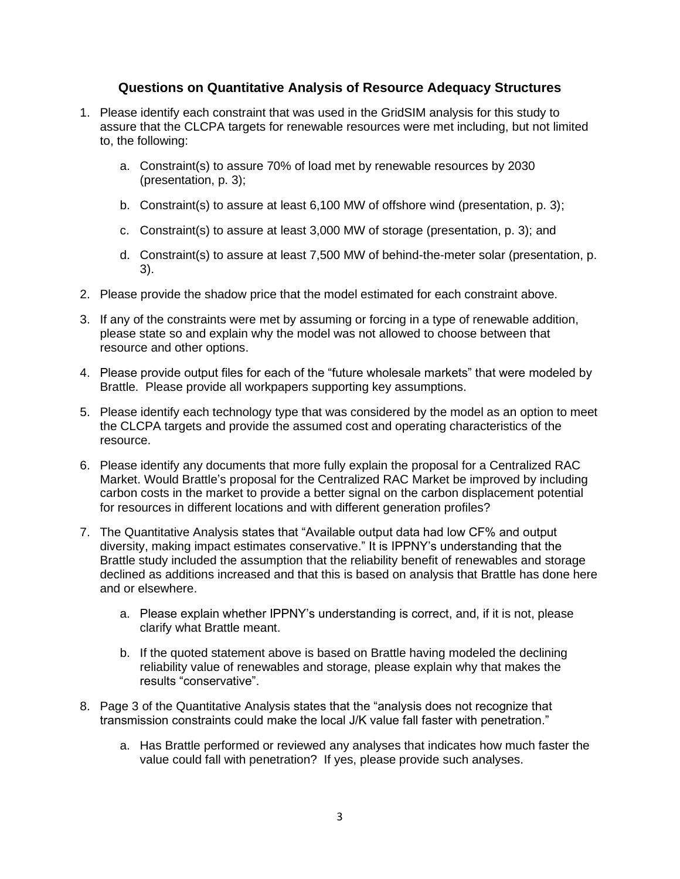## Questions on Quantitative Analysis of Resource Adequacy Structures

1. Please identify each constraint that was used in the GridSIM analysis for this study to assure that the CLCPA targets for renewable resources were met including, but not limited to, the following:

    a. Constraint(s) to assure 70% of load met by renewable resources by 2030 (presentation, p. 3);

    b. Constraint(s) to assure at least 6,100 MW of offshore wind (presentation, p. 3);

    c. Constraint(s) to assure at least 3,000 MW of storage (presentation, p. 3); and

    d. Constraint(s) to assure at least 7,500 MW of behind-the-meter solar (presentation, p. 3).

2. Please provide the shadow price that the model estimated for each constraint above.

3. If any of the constraints were met by assuming or forcing in a type of renewable addition, please state so and explain why the model was not allowed to choose between that resource and other options.

4. Please provide output files for each of the "future wholesale markets" that were modeled by Brattle. Please provide all workpapers supporting key assumptions.

5. Please identify each technology type that was considered by the model as an option to meet the CLCPA targets and provide the assumed cost and operating characteristics of the resource.

6. Please identify any documents that more fully explain the proposal for a Centralized RAC Market. Would Brattle's proposal for the Centralized RAC Market be improved by including carbon costs in the market to provide a better signal on the carbon displacement potential for resources in different locations and with different generation profiles?

7. The Quantitative Analysis states that "Available output data had low CF% and output diversity, making impact estimates conservative." It is IPPNY's understanding that the Brattle study included the assumption that the reliability benefit of renewables and storage declined as additions increased and that this is based on analysis that Brattle has done here and or elsewhere.

    a. Please explain whether IPPNY's understanding is correct, and, if it is not, please clarify what Brattle meant.

    b. If the quoted statement above is based on Brattle having modeled the declining reliability value of renewables and storage, please explain why that makes the results "conservative".

8. Page 3 of the Quantitative Analysis states that the "analysis does not recognize that transmission constraints could make the local J/K value fall faster with penetration."

    a. Has Brattle performed or reviewed any analyses that indicates how much faster the value could fall with penetration? If yes, please provide such analyses.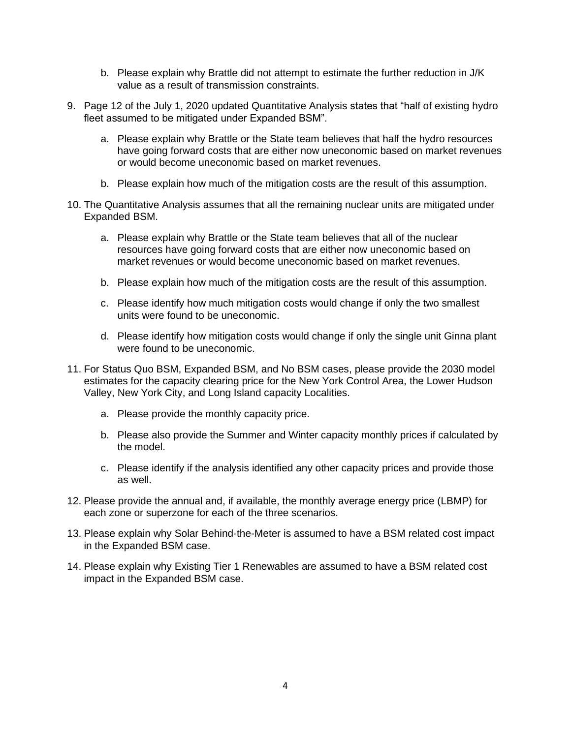b. Please explain why Brattle did not attempt to estimate the further reduction in J/K value as a result of transmission constraints.

9. Page 12 of the July 1, 2020 updated Quantitative Analysis states that "half of existing hydro fleet assumed to be mitigated under Expanded BSM".

   a. Please explain why Brattle or the State team believes that half the hydro resources have going forward costs that are either now uneconomic based on market revenues or would become uneconomic based on market revenues.

   b. Please explain how much of the mitigation costs are the result of this assumption.

10. The Quantitative Analysis assumes that all the remaining nuclear units are mitigated under Expanded BSM.

    a. Please explain why Brattle or the State team believes that all of the nuclear resources have going forward costs that are either now uneconomic based on market revenues or would become uneconomic based on market revenues.

    b. Please explain how much of the mitigation costs are the result of this assumption.

    c. Please identify how much mitigation costs would change if only the two smallest units were found to be uneconomic.

    d. Please identify how mitigation costs would change if only the single unit Ginna plant were found to be uneconomic.

11. For Status Quo BSM, Expanded BSM, and No BSM cases, please provide the 2030 model estimates for the capacity clearing price for the New York Control Area, the Lower Hudson Valley, New York City, and Long Island capacity Localities.

    a. Please provide the monthly capacity price.

    b. Please also provide the Summer and Winter capacity monthly prices if calculated by the model.

    c. Please identify if the analysis identified any other capacity prices and provide those as well.

12. Please provide the annual and, if available, the monthly average energy price (LBMP) for each zone or superzone for each of the three scenarios.

13. Please explain why Solar Behind-the-Meter is assumed to have a BSM related cost impact in the Expanded BSM case.

14. Please explain why Existing Tier 1 Renewables are assumed to have a BSM related cost impact in the Expanded BSM case.